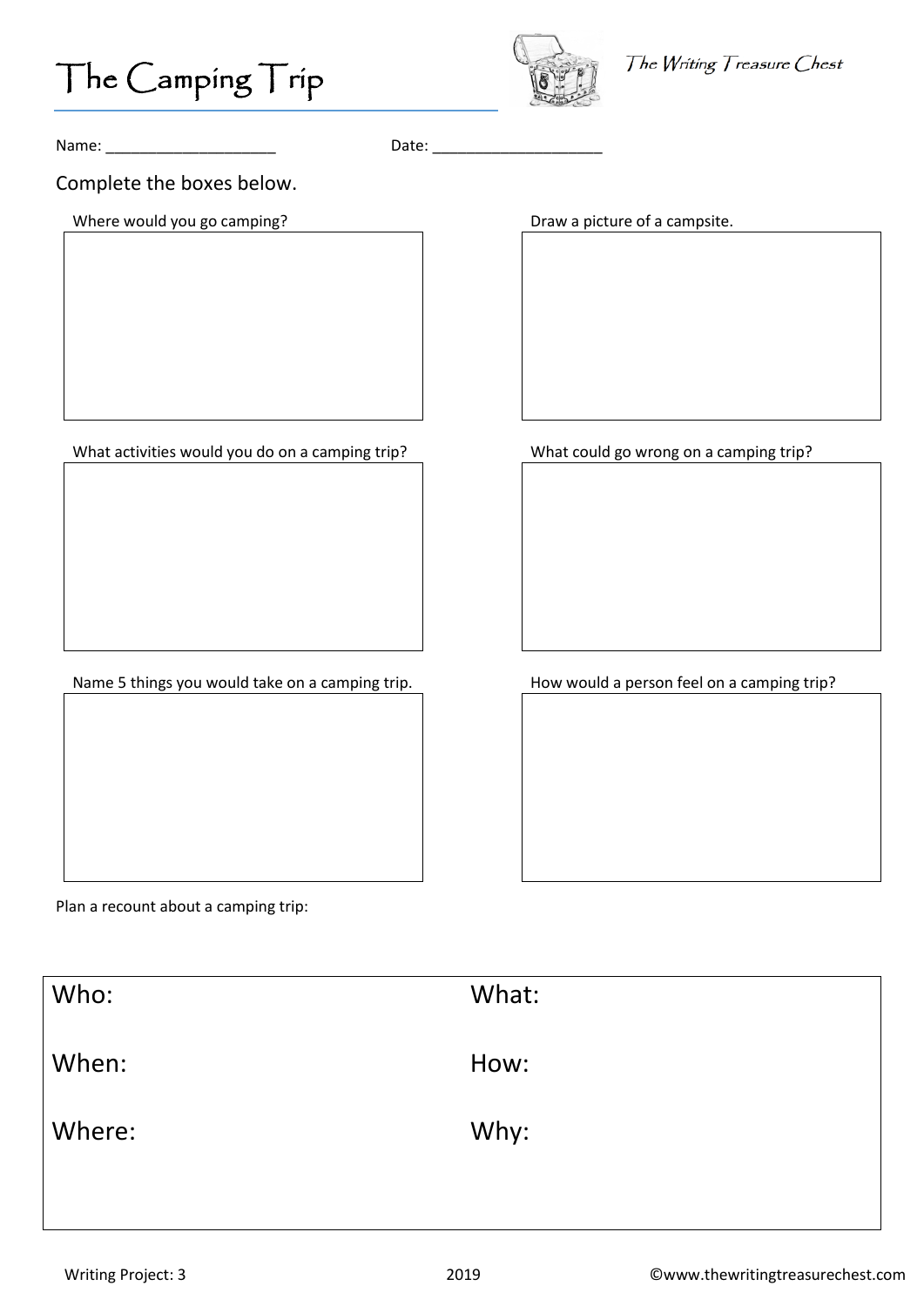# The Camping Trip

*The Writing Treasure Chest*

Name: ____________________ Date: ____________________

Complete the boxes below.

Where would you go camping?

Draw a picture of a campsite.

What activities would you do on a camping trip?

What could go wrong on a camping trip?

Name 5 things you would take on a camping trip.

How would a person feel on a camping trip?

Plan a recount about a camping trip:

| | |
|---|---|
| Who: | What: |
| When: | How: |
| Where: | Why: |

Writing Project: 3 2019 ©www.thewritingtreasurechest.com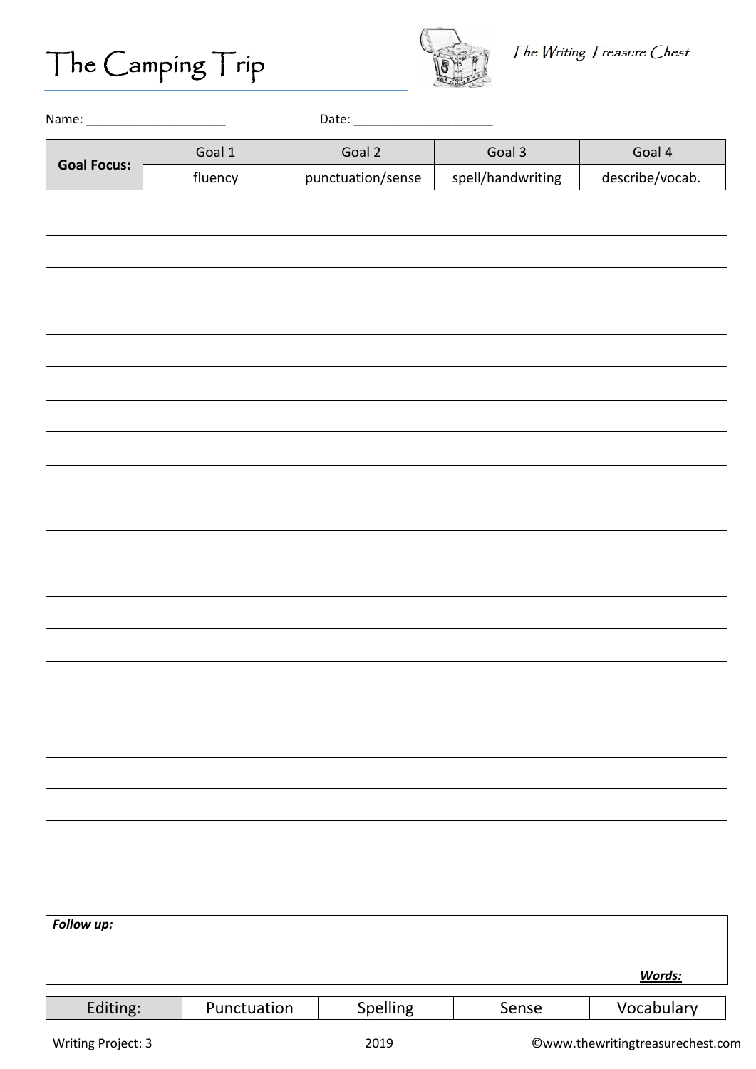# The Camping Trip

*The Writing Treasure Chest*

Name: ____________________ Date: ____________________

| Goal Focus: | Goal 1 | Goal 2 | Goal 3 | Goal 4 |
| --- | --- | --- | --- | --- |
| | fluency | punctuation/sense | spell/handwriting | describe/vocab. |

***Follow up:***

***Words:***

| Editing: | Punctuation | Spelling | Sense | Vocabulary |
| --- | --- | --- | --- | --- |

Writing Project: 3 2019 ©www.thewritingtreasurechest.com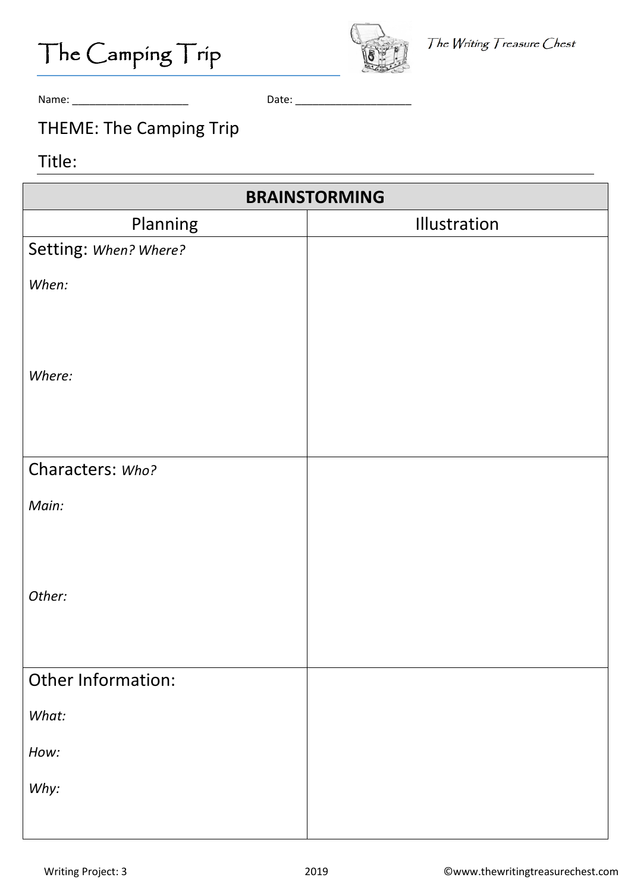# The Camping Trip

The Writing Treasure Chest

Name: ____________________ Date: ____________________

THEME: The Camping Trip

Title:

| BRAINSTORMING | |
|---|---|
| Planning | Illustration |
| Setting: *When? Where?*<br><br>*When:*<br><br>*Where:* | |
| Characters: *Who?*<br><br>*Main:*<br><br>*Other:* | |
| Other Information:<br><br>*What:*<br><br>*How:*<br><br>*Why:* | |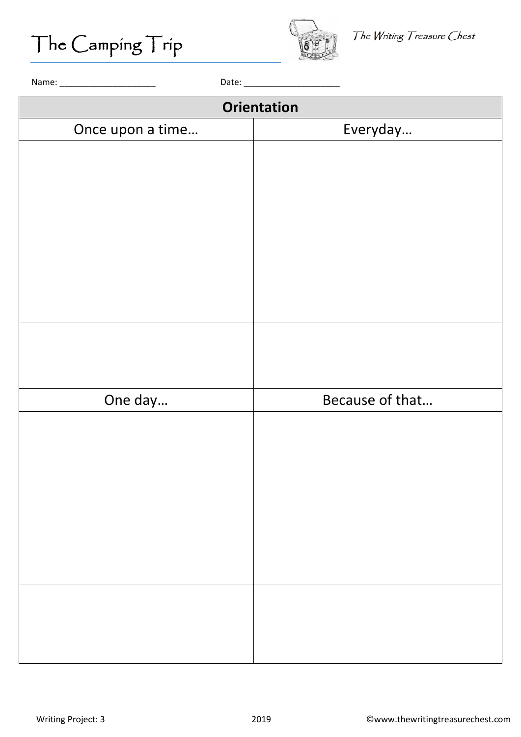# The Camping Trip

*The Writing Treasure Chest*

Name: ____________________ Date: ____________________

| Orientation | |
|---|---|
| Once upon a time… | Everyday… |
| | |
| | |
| One day… | Because of that… |
| | |
| | |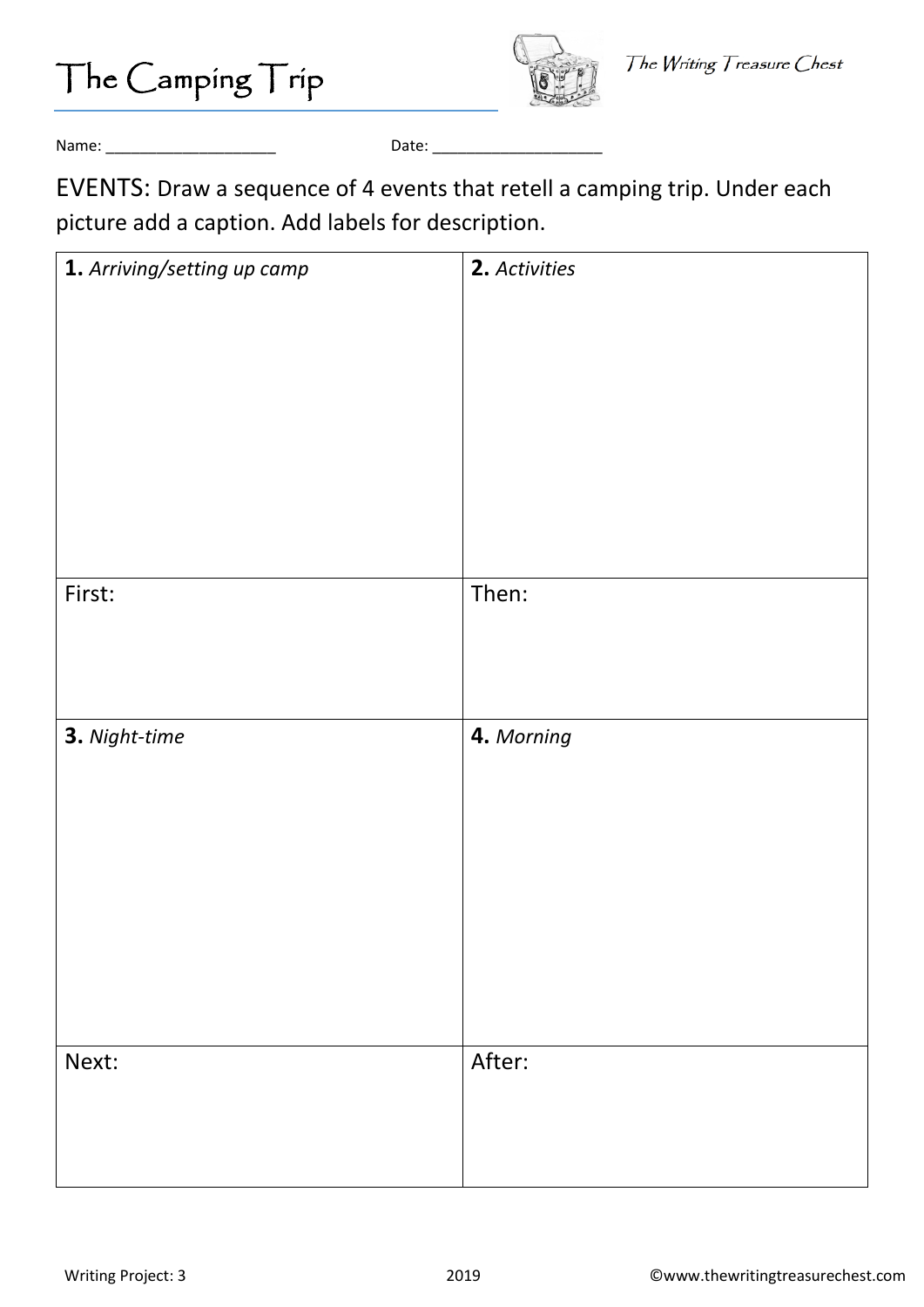# The Camping Trip

*The Writing Treasure Chest*

Name: ____________________ Date: ____________________

EVENTS: Draw a sequence of 4 events that retell a camping trip. Under each picture add a caption. Add labels for description.

| **1.** *Arriving/setting up camp* | **2.** *Activities* |
| --- | --- |
| First: | Then: |
| **3.** *Night-time* | **4.** *Morning* |
| Next: | After: |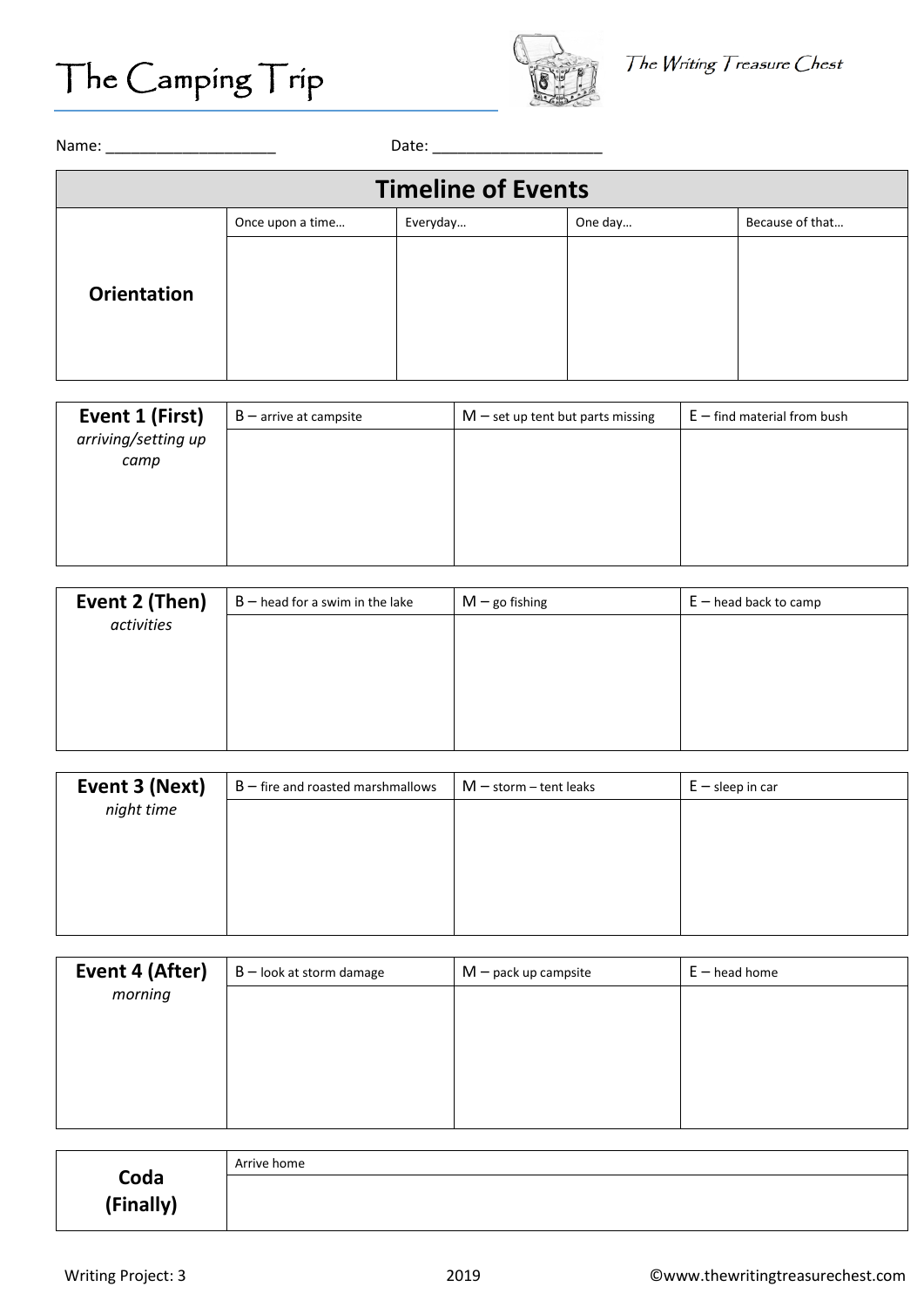# The Camping Trip

The Writing Treasure Chest

Name: ____________________ Date: ____________________

## Timeline of Events

| **Orientation** | Once upon a time… | Everyday… | One day… | Because of that… |
|---|---|---|---|---|
| | | | | |

| **Event 1 (First)** *arriving/setting up camp* | B – arrive at campsite | M – set up tent but parts missing | E – find material from bush |
|---|---|---|---|
| | | | |

| **Event 2 (Then)** *activities* | B – head for a swim in the lake | M – go fishing | E – head back to camp |
|---|---|---|---|
| | | | |

| **Event 3 (Next)** *night time* | B – fire and roasted marshmallows | M – storm – tent leaks | E – sleep in car |
|---|---|---|---|
| | | | |

| **Event 4 (After)** *morning* | B – look at storm damage | M – pack up campsite | E – head home |
|---|---|---|---|
| | | | |

| **Coda (Finally)** | Arrive home |
|---|---|
| | |

Writing Project: 3 2019 ©www.thewritingtreasurechest.com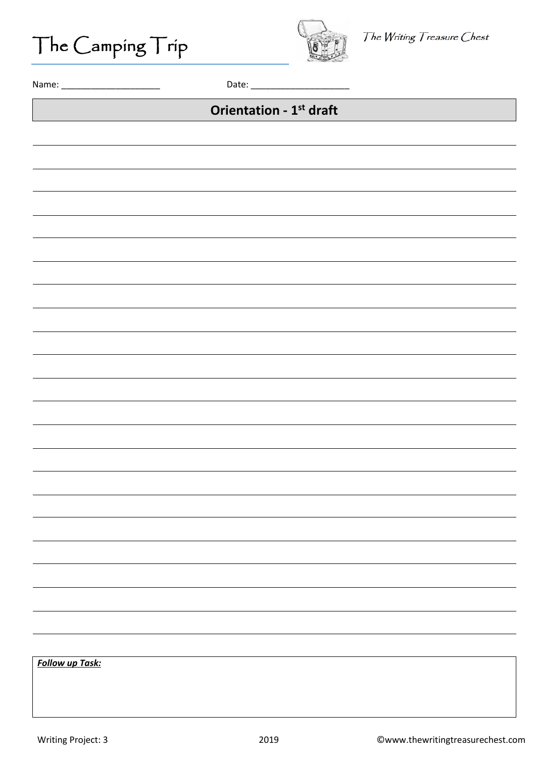# The Camping Trip

*The Writing Treasure Chest*

Name: ____________________ Date: ____________________

## Orientation - 1st draft

**_Follow up Task:_**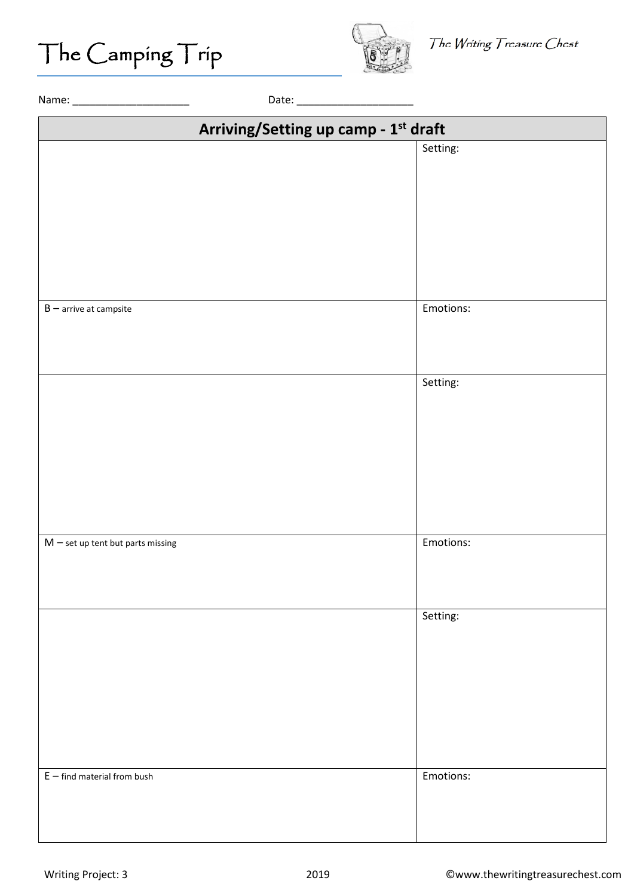# The Camping Trip

*The Writing Treasure Chest*

Name: ____________________ Date: ____________________

| Arriving/Setting up camp - 1st draft | |
|---|---|
| | Setting: |
| B – arrive at campsite | Emotions: |
| | Setting: |
| M – set up tent but parts missing | Emotions: |
| | Setting: |
| E – find material from bush | Emotions: |

Writing Project: 3 2019 ©www.thewritingtreasurechest.com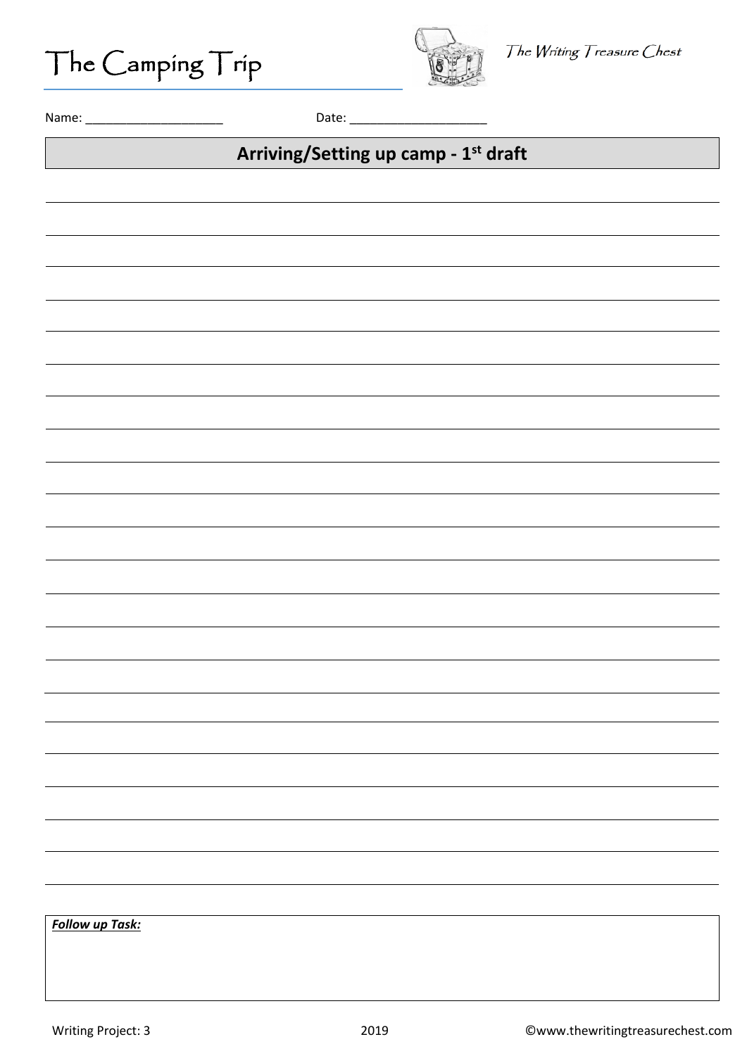# The Camping Trip

*The Writing Treasure Chest*

Name: ____________________ Date: ____________________

## Arriving/Setting up camp - 1st draft

___

___

___

___

___

___

___

___

___

___

___

___

___

___

___

___

___

___

___

___

***Follow up Task:***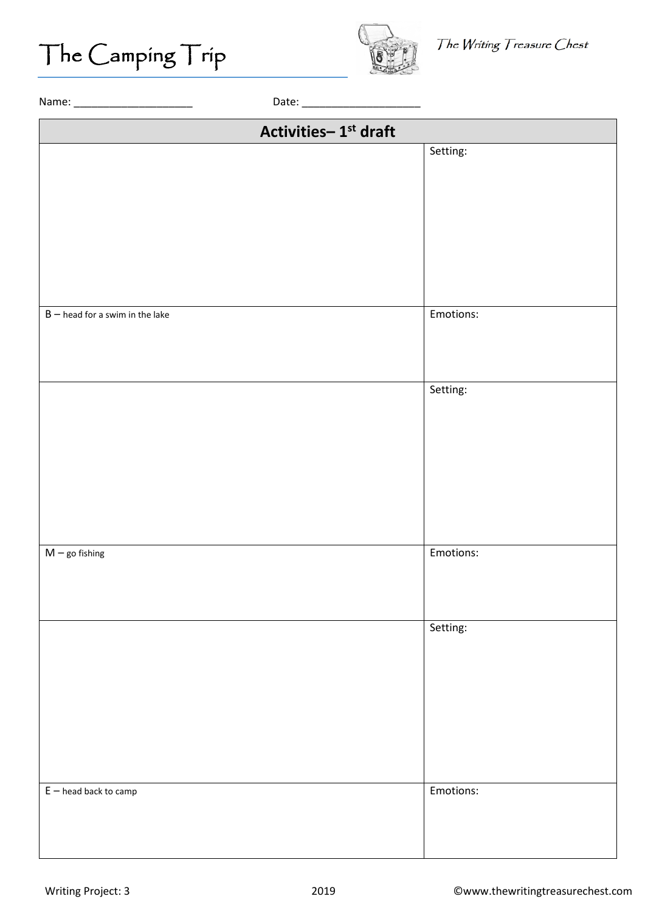# The Camping Trip

*The Writing Treasure Chest*

Name: ____________________ Date: ____________________

| Activities– 1st draft | |
|---|---|
| | Setting: |
| B – head for a swim in the lake | Emotions: |
| | Setting: |
| M – go fishing | Emotions: |
| | Setting: |
| E – head back to camp | Emotions: |

Writing Project: 3 2019 ©www.thewritingtreasurechest.com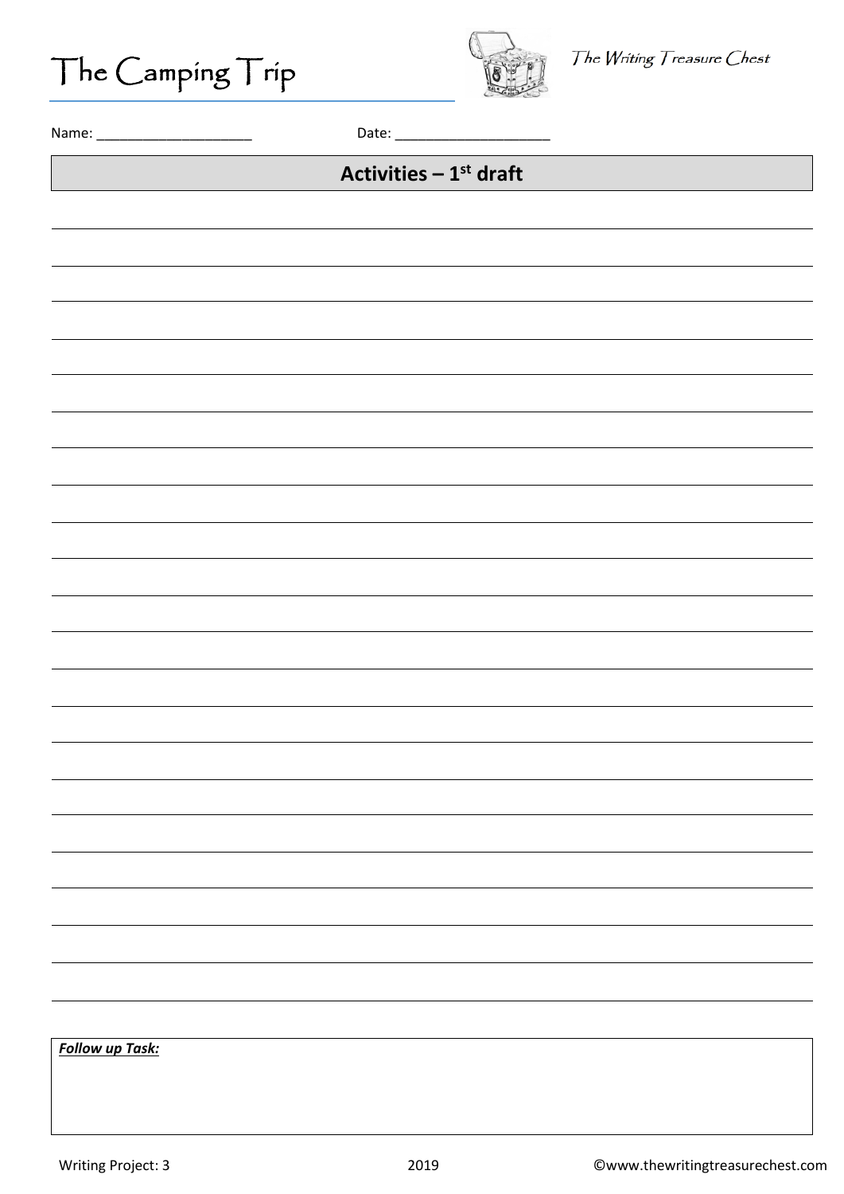# The Camping Trip

*The Writing Treasure Chest*

Name: ____________________ Date: ____________________

## Activities – 1st draft

**_Follow up Task:_**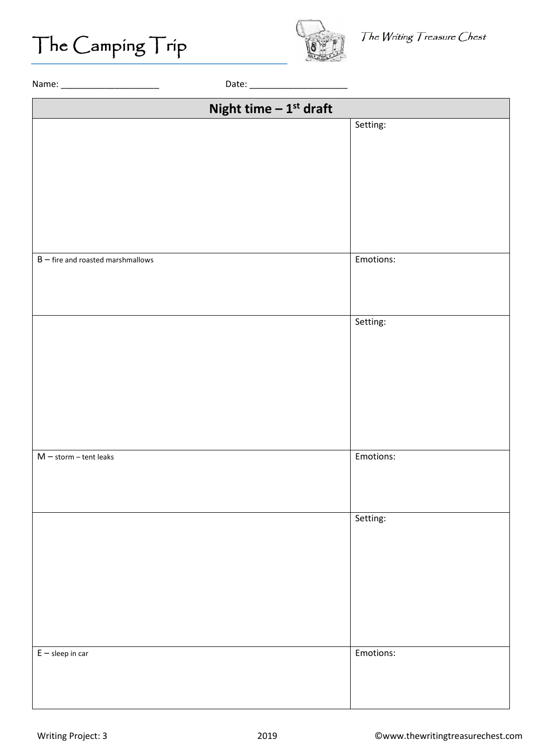# The Camping Trip

*The Writing Treasure Chest*

Name: ____________________ Date: ____________________

| Night time – 1st draft | |
|---|---|
| | Setting: |
| B – fire and roasted marshmallows | Emotions: |
| | Setting: |
| M – storm – tent leaks | Emotions: |
| | Setting: |
| E – sleep in car | Emotions: |

Writing Project: 3 2019 ©www.thewritingtreasurechest.com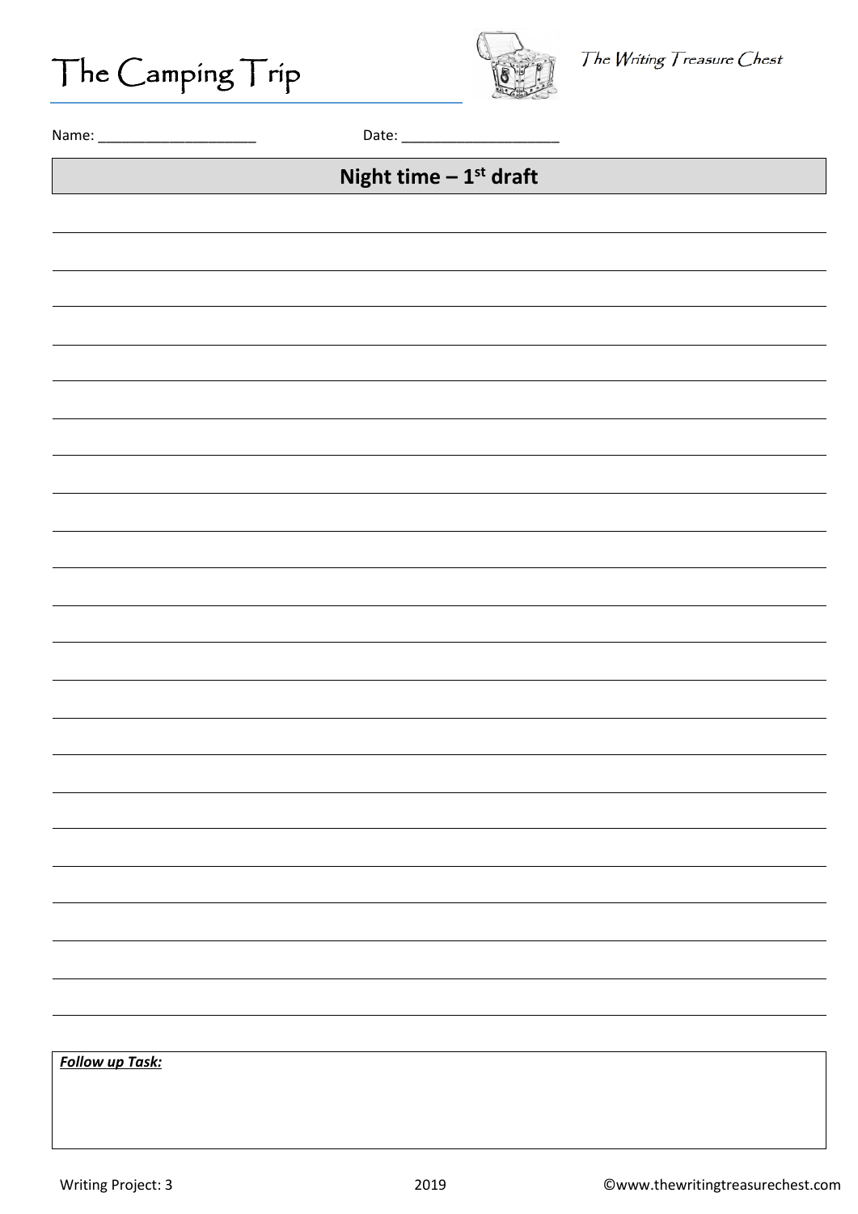# The Camping Trip

*The Writing Treasure Chest*

Name: ____________________ Date: ____________________

## Night time – 1st draft

_______________________________________________

_______________________________________________

_______________________________________________

_______________________________________________

_______________________________________________

_______________________________________________

_______________________________________________

_______________________________________________

_______________________________________________

_______________________________________________

_______________________________________________

_______________________________________________

_______________________________________________

_______________________________________________

_______________________________________________

_______________________________________________

_______________________________________________

_______________________________________________

_______________________________________________

_______________________________________________

***Follow up Task:***

Writing Project: 3 2019 ©www.thewritingtreasurechest.com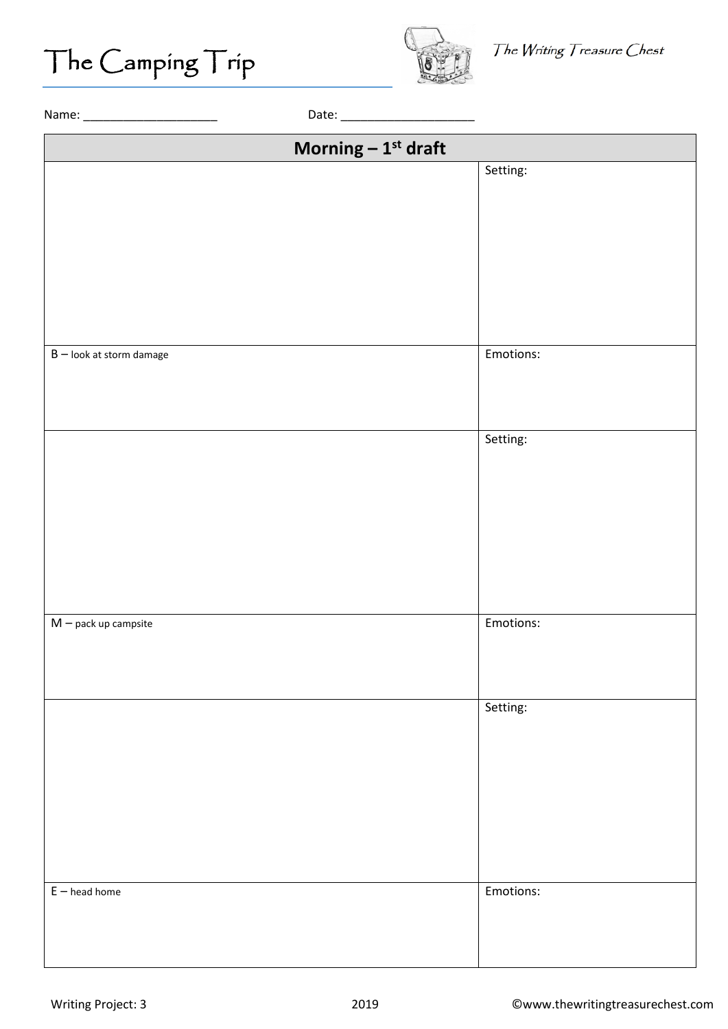# The Camping Trip

*The Writing Treasure Chest*

Name: ____________________ Date: ____________________

| Morning – 1st draft | |
|---|---|
| | Setting: |
| B – look at storm damage | Emotions: |
| | Setting: |
| M – pack up campsite | Emotions: |
| | Setting: |
| E – head home | Emotions: |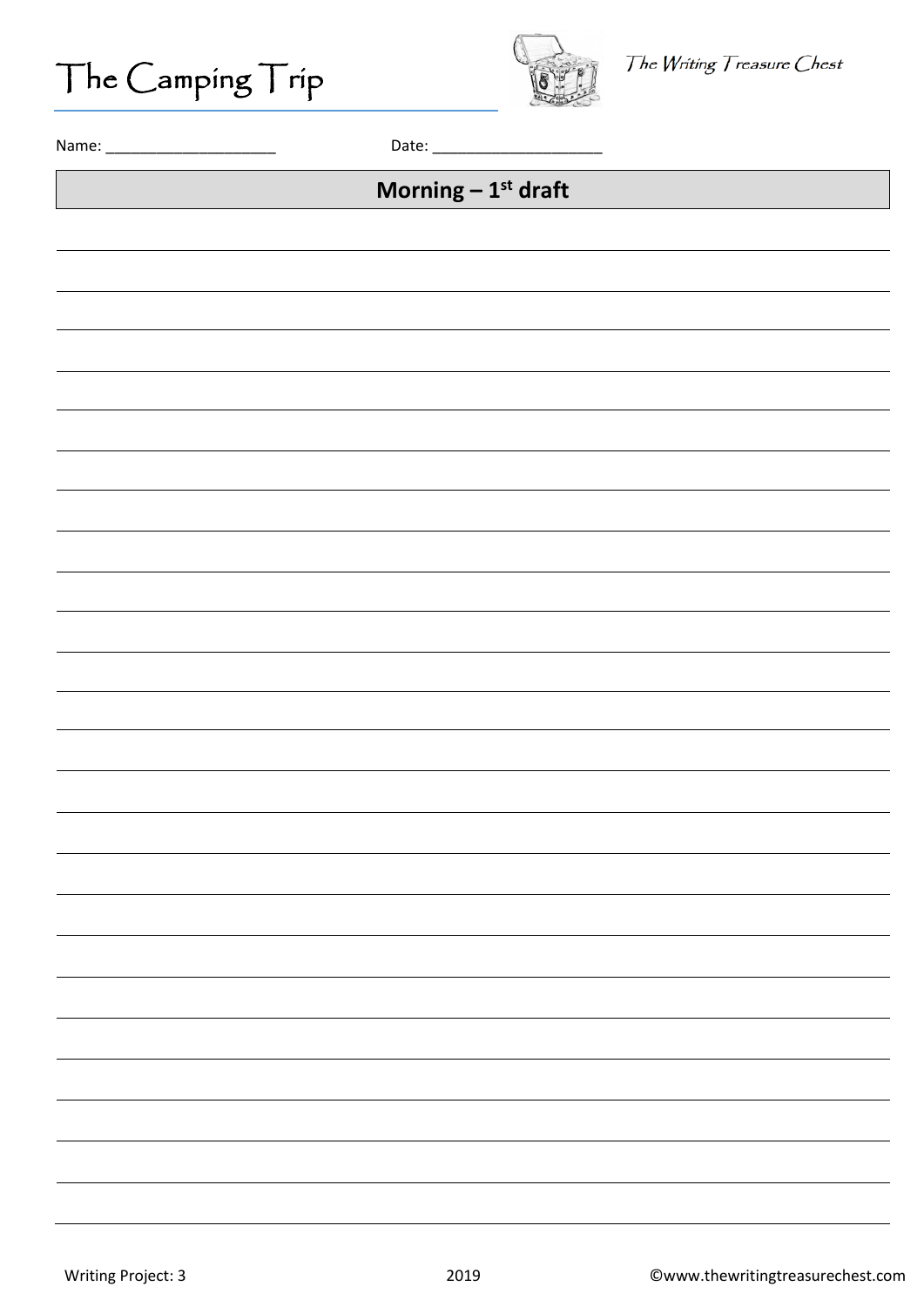# The Camping Trip

*The Writing Treasure Chest*

Name: ____________________ Date: ____________________

## Morning – 1st draft

Writing Project: 3 2019 ©www.thewritingtreasurechest.com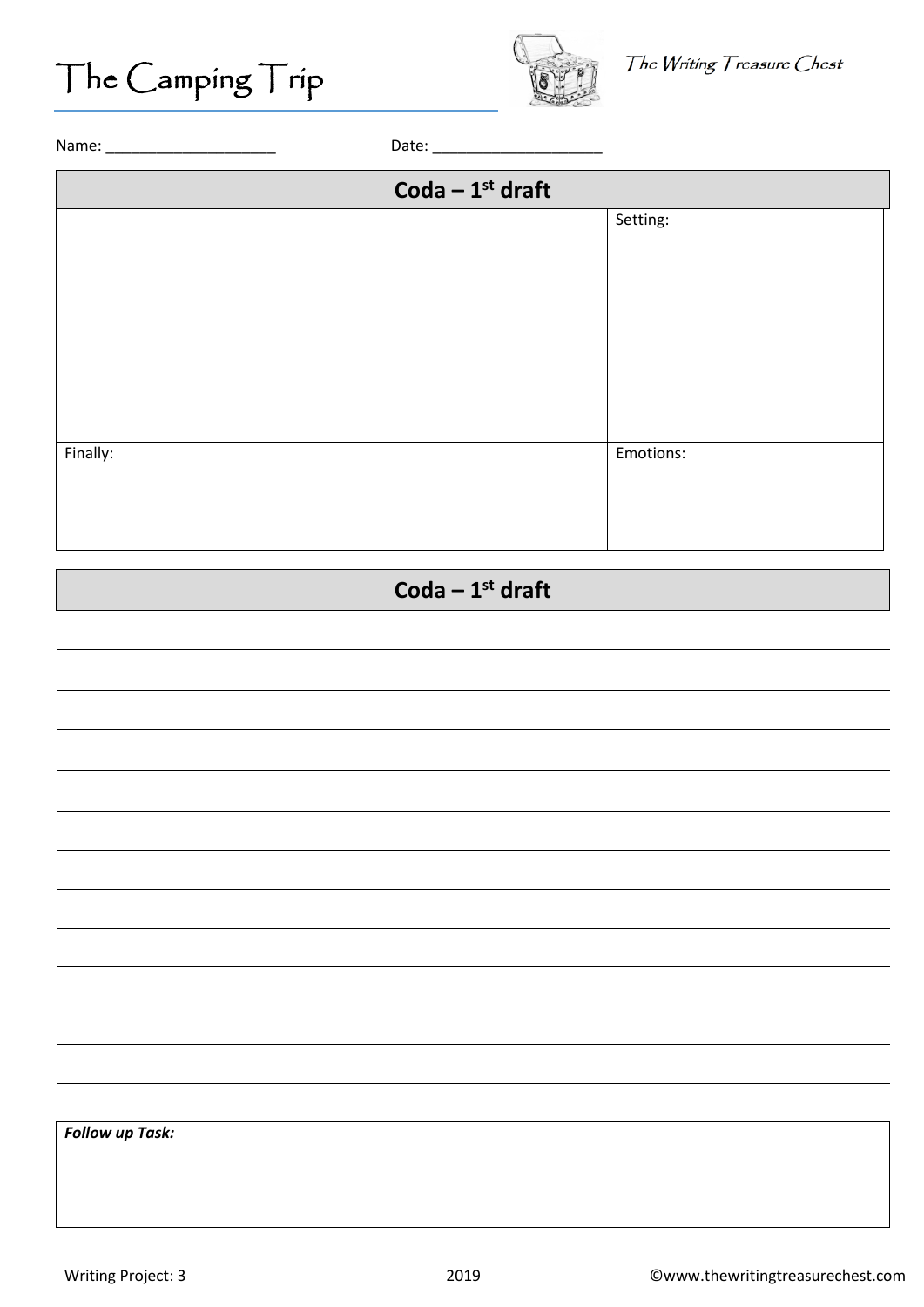# The Camping Trip

*The Writing Treasure Chest*

Name: ____________________ Date: ____________________

| Coda – 1st draft | |
|---|---|
| | Setting: |
| Finally: | Emotions: |

## Coda – 1st draft

______________________________________________________________________

______________________________________________________________________

______________________________________________________________________

______________________________________________________________________

______________________________________________________________________

______________________________________________________________________

______________________________________________________________________

______________________________________________________________________

______________________________________________________________________

______________________________________________________________________

______________________________________________________________________

***Follow up Task:***

Writing Project: 3 2019 ©www.thewritingtreasurechest.com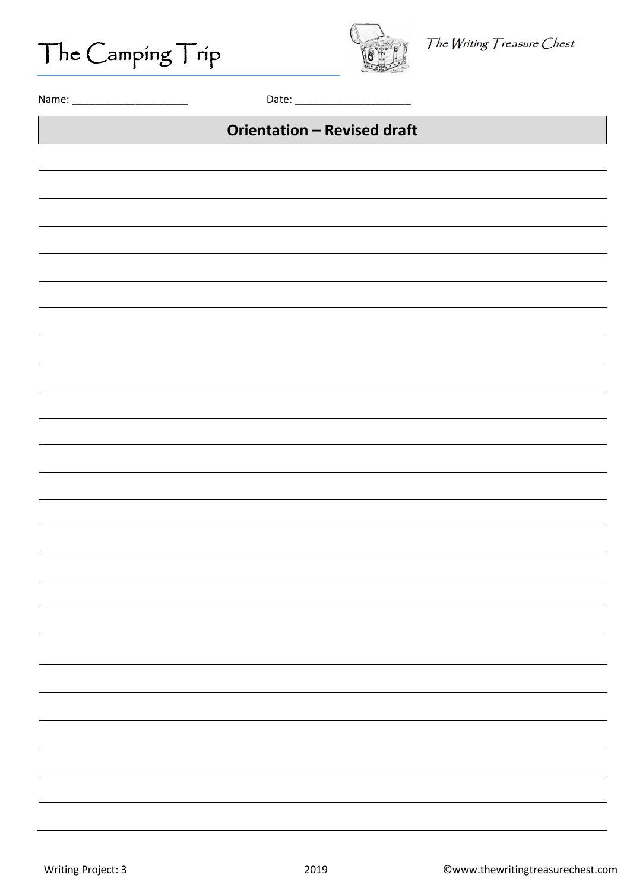# The Camping Trip

*The Writing Treasure Chest*

Name: ____________________ Date: ____________________

## Orientation – Revised draft

Writing Project: 3 2019 ©www.thewritingtreasurechest.com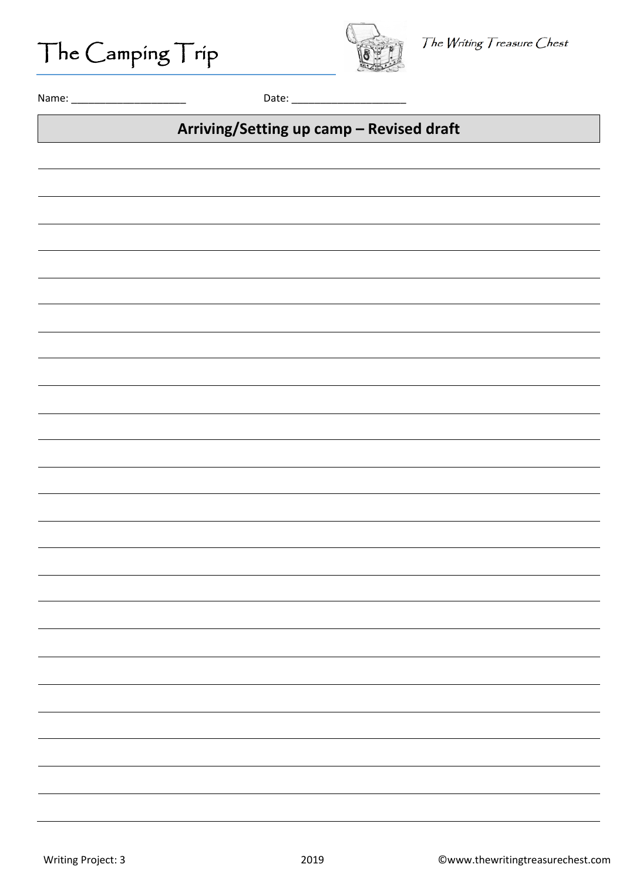# The Camping Trip

*The Writing Treasure Chest*

Name: ____________________ Date: ____________________

## Arriving/Setting up camp – Revised draft

Writing Project: 3 2019 ©www.thewritingtreasurechest.com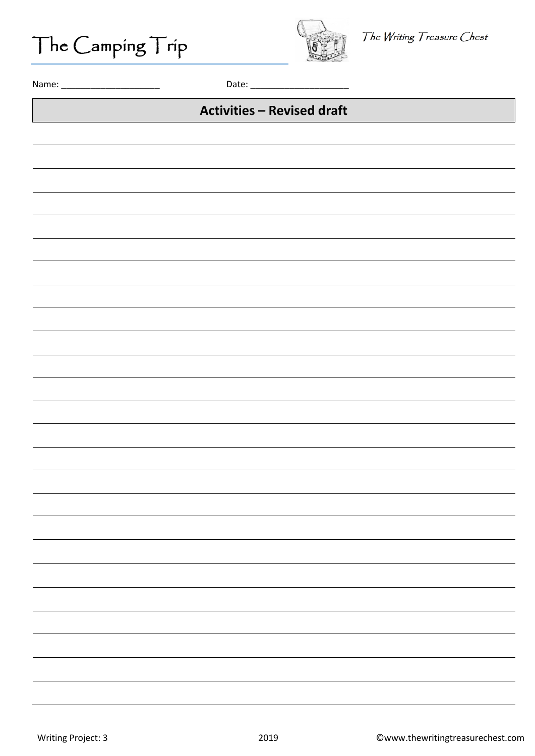# The Camping Trip

*The Writing Treasure Chest*

Name: ____________________ Date: ____________________

## Activities – Revised draft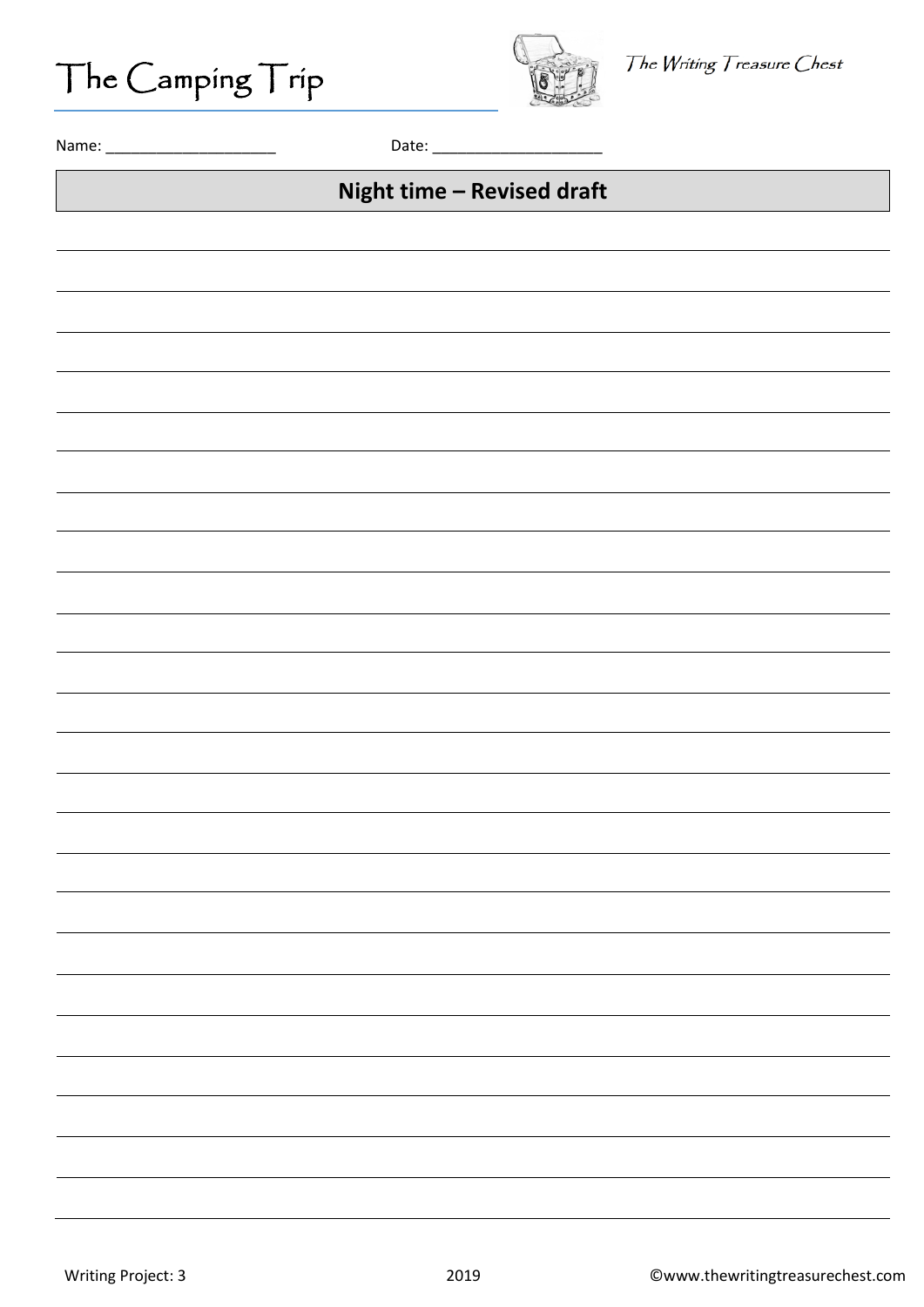# The Camping Trip

*The Writing Treasure Chest*

Name: ____________________ Date: ____________________

## Night time – Revised draft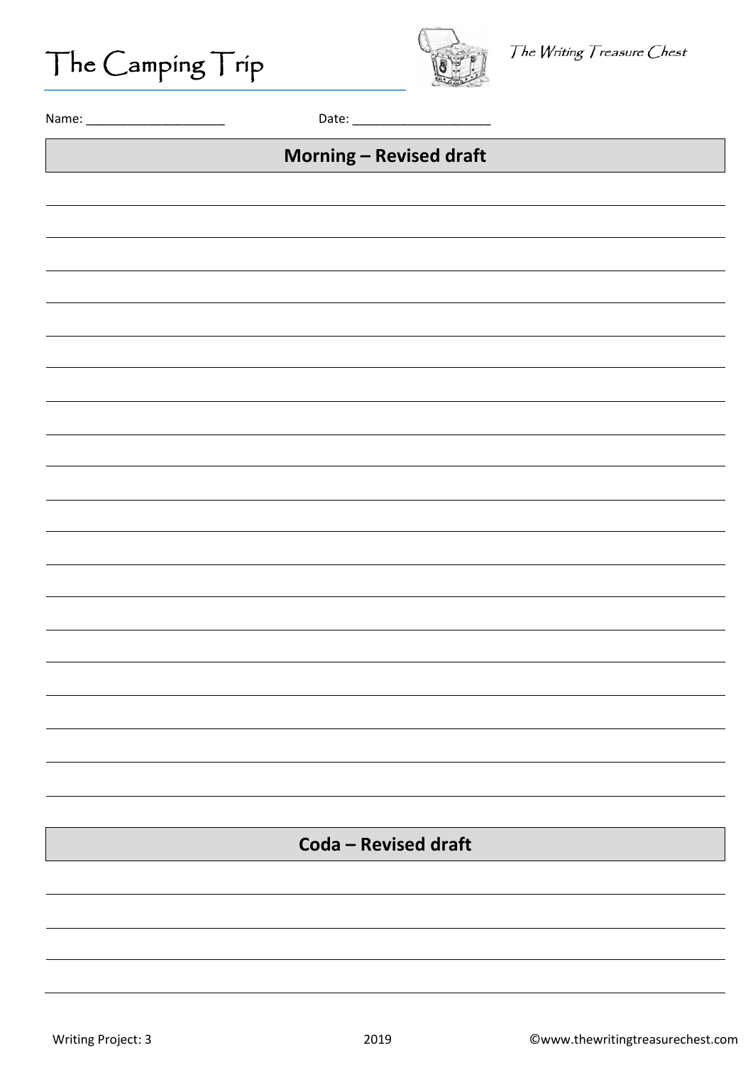# The Camping Trip

*The Writing Treasure Chest*

Name: ____________________ Date: ____________________

## Morning – Revised draft

_______________________________________________________________________________

_______________________________________________________________________________

_______________________________________________________________________________

_______________________________________________________________________________

_______________________________________________________________________________

_______________________________________________________________________________

_______________________________________________________________________________

_______________________________________________________________________________

_______________________________________________________________________________

_______________________________________________________________________________

_______________________________________________________________________________

_______________________________________________________________________________

_______________________________________________________________________________

_______________________________________________________________________________

_______________________________________________________________________________

_______________________________________________________________________________

_______________________________________________________________________________

_______________________________________________________________________________

## Coda – Revised draft

_______________________________________________________________________________

_______________________________________________________________________________

_______________________________________________________________________________

_______________________________________________________________________________

Writing Project: 3 2019 ©www.thewritingtreasurechest.com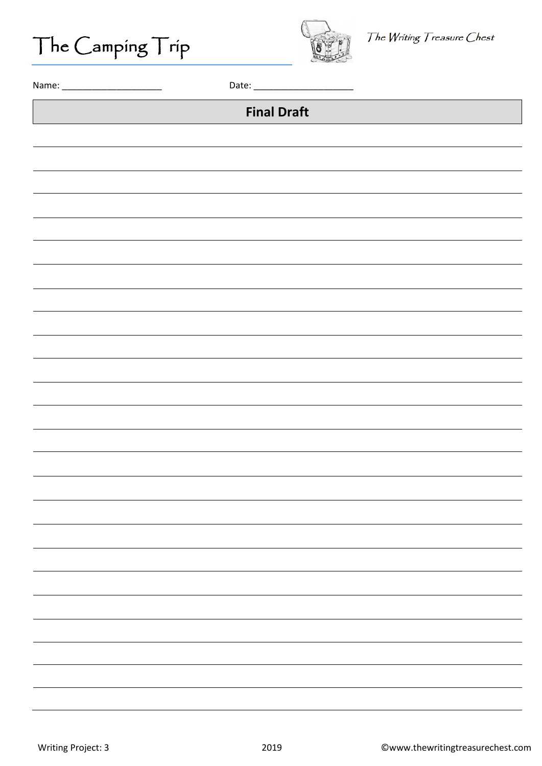# The Camping Trip

*The Writing Treasure Chest*

Name: ____________________ Date: ____________________

## Final Draft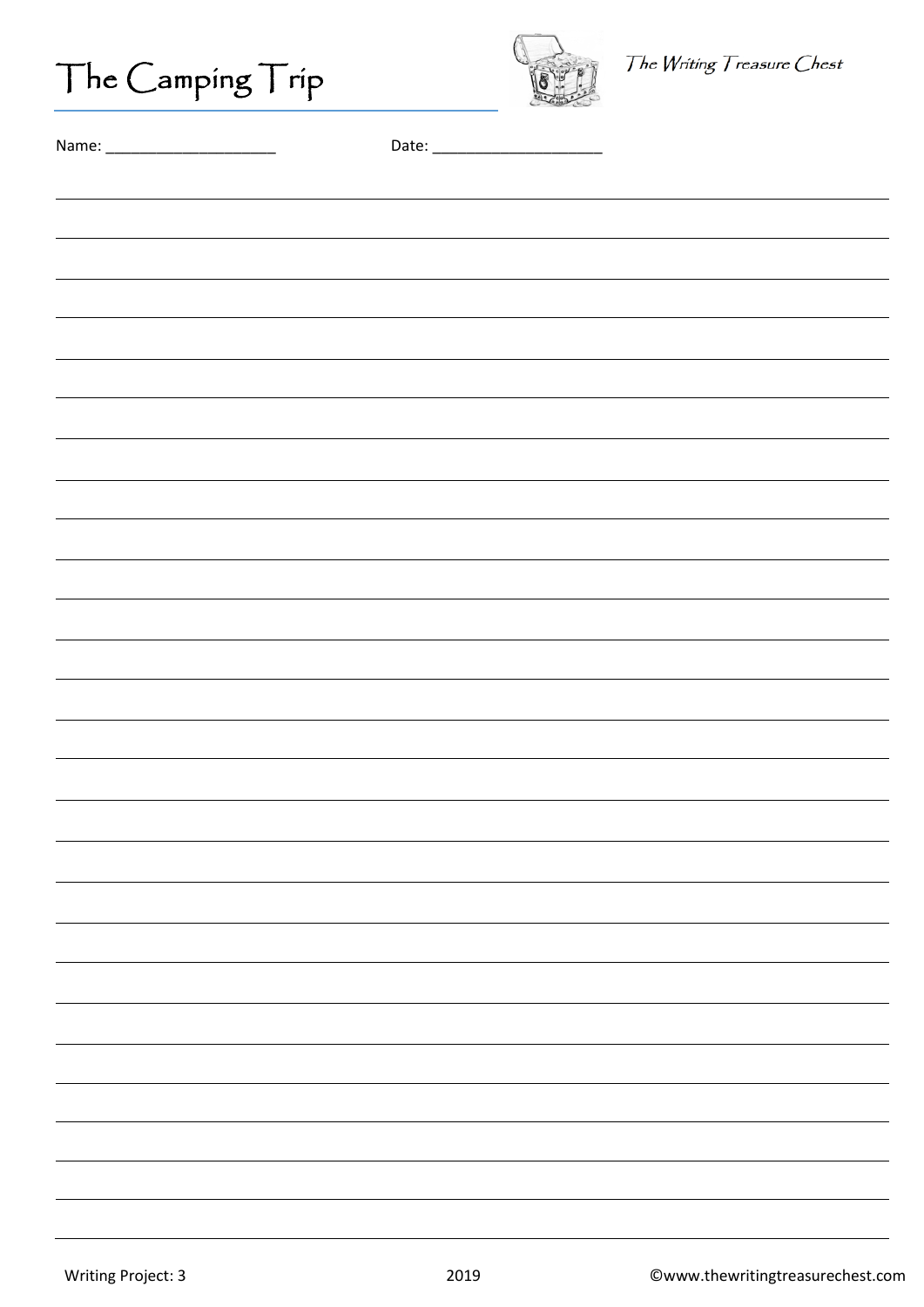# The Camping Trip

*The Writing Treasure Chest*

Name: ____________________ Date: ____________________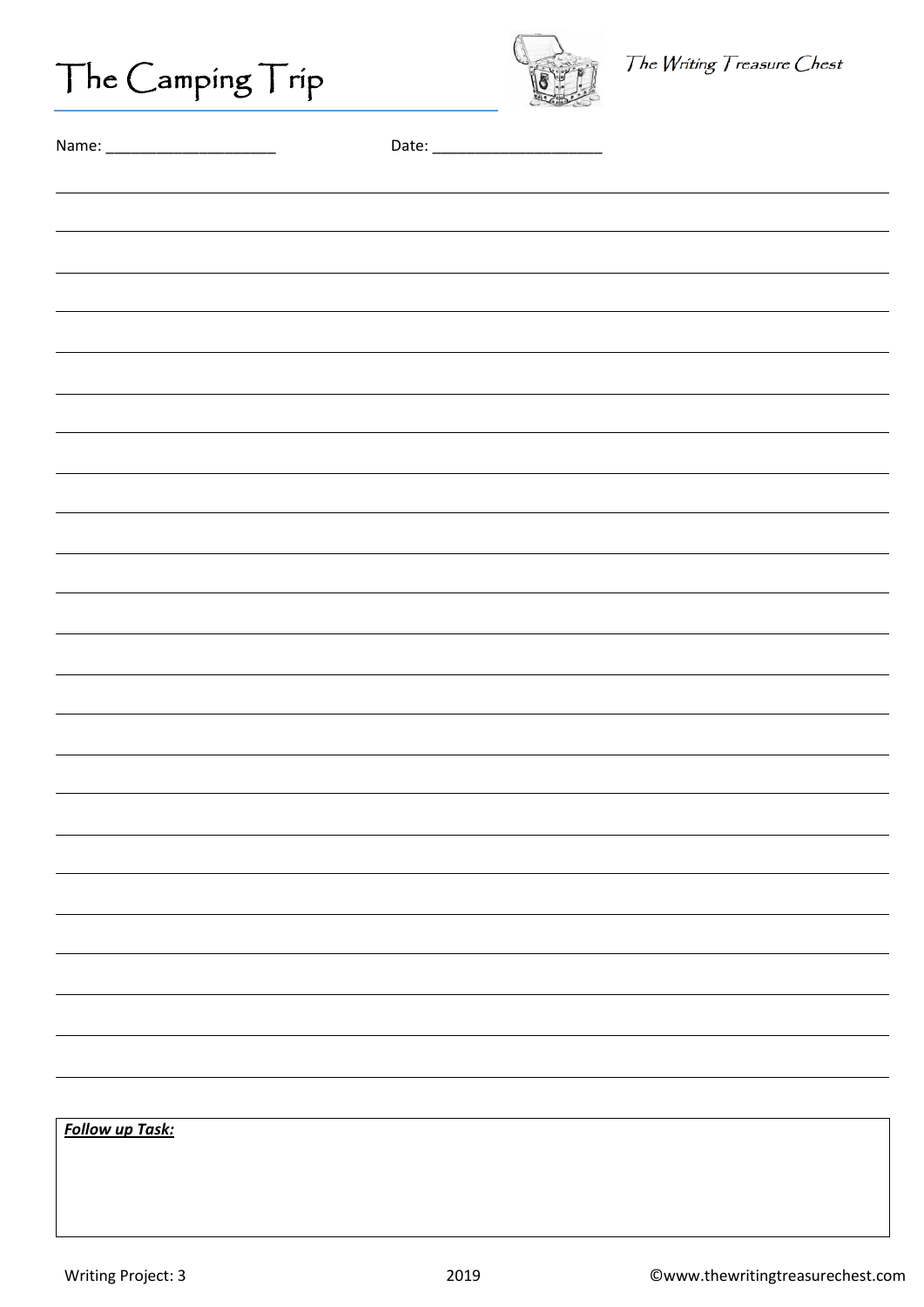# The Camping Trip

*The Writing Treasure Chest*

Name: ____________________ Date: ____________________

**_Follow up Task:_**

Writing Project: 3 2019 ©www.thewritingtreasurechest.com